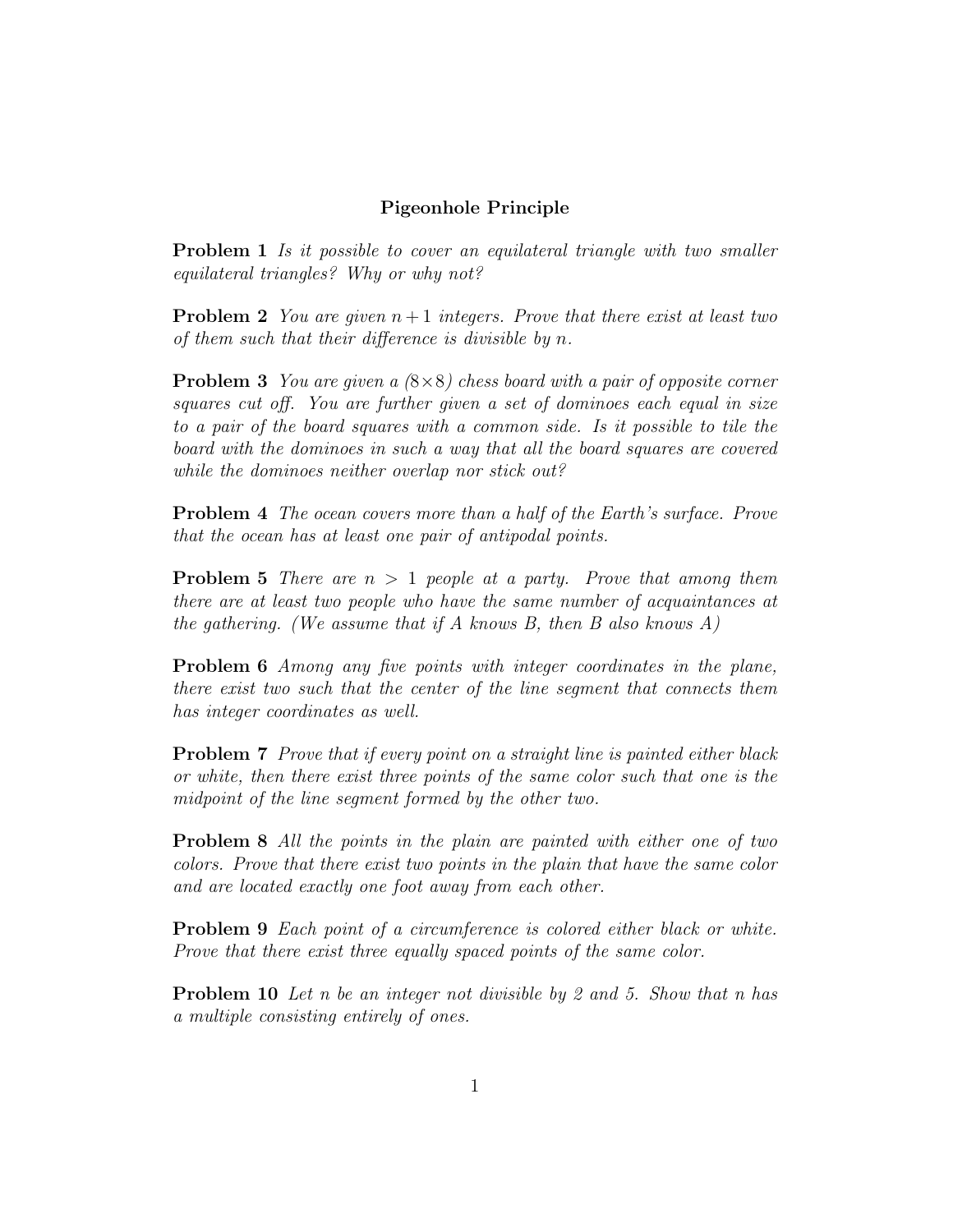# Pigeonhole Principle

**Problem 1** *Is it possible to cover an equilateral triangle with two smaller equilateral triangles? Why or why not?*

**Problem 2** *You are given $n+1$ integers. Prove that there exist at least two of them such that their difference is divisible by $n$.*

**Problem 3** *You are given a $(8\times 8)$ chess board with a pair of opposite corner squares cut off. You are further given a set of dominoes each equal in size to a pair of the board squares with a common side. Is it possible to tile the board with the dominoes in such a way that all the board squares are covered while the dominoes neither overlap nor stick out?*

**Problem 4** *The ocean covers more than a half of the Earth's surface. Prove that the ocean has at least one pair of antipodal points.*

**Problem 5** *There are $n > 1$ people at a party. Prove that among them there are at least two people who have the same number of acquaintances at the gathering. (We assume that if A knows B, then B also knows A)*

**Problem 6** *Among any five points with integer coordinates in the plane, there exist two such that the center of the line segment that connects them has integer coordinates as well.*

**Problem 7** *Prove that if every point on a straight line is painted either black or white, then there exist three points of the same color such that one is the midpoint of the line segment formed by the other two.*

**Problem 8** *All the points in the plain are painted with either one of two colors. Prove that there exist two points in the plain that have the same color and are located exactly one foot away from each other.*

**Problem 9** *Each point of a circumference is colored either black or white. Prove that there exist three equally spaced points of the same color.*

**Problem 10** *Let $n$ be an integer not divisible by 2 and 5. Show that $n$ has a multiple consisting entirely of ones.*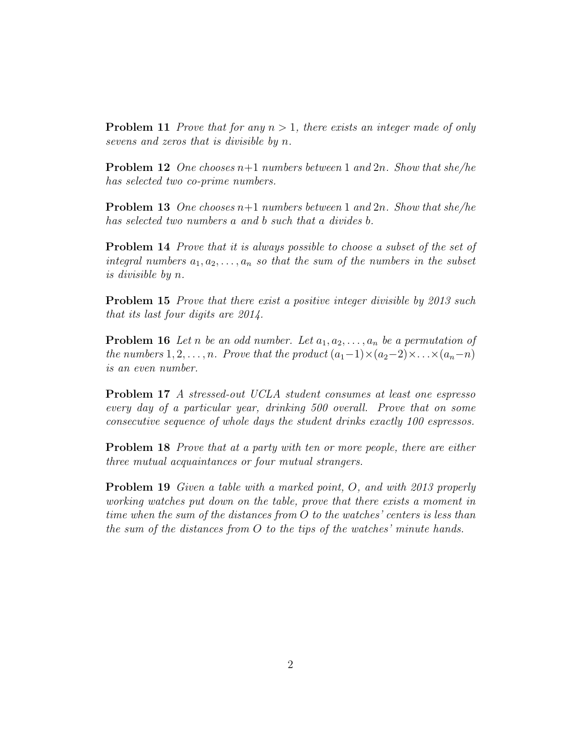**Problem 11** *Prove that for any $n > 1$, there exists an integer made of only sevens and zeros that is divisible by $n$.*

**Problem 12** *One chooses $n+1$ numbers between 1 and $2n$. Show that she/he has selected two co-prime numbers.*

**Problem 13** *One chooses $n+1$ numbers between 1 and $2n$. Show that she/he has selected two numbers $a$ and $b$ such that $a$ divides $b$.*

**Problem 14** *Prove that it is always possible to choose a subset of the set of integral numbers $a_1, a_2, \ldots, a_n$ so that the sum of the numbers in the subset is divisible by $n$.*

**Problem 15** *Prove that there exist a positive integer divisible by 2013 such that its last four digits are 2014.*

**Problem 16** *Let $n$ be an odd number. Let $a_1, a_2, \ldots, a_n$ be a permutation of the numbers $1, 2, \ldots, n$. Prove that the product $(a_1 - 1) \times (a_2 - 2) \times \ldots \times (a_n - n)$ is an even number.*

**Problem 17** *A stressed-out UCLA student consumes at least one espresso every day of a particular year, drinking 500 overall. Prove that on some consecutive sequence of whole days the student drinks exactly 100 espressos.*

**Problem 18** *Prove that at a party with ten or more people, there are either three mutual acquaintances or four mutual strangers.*

**Problem 19** *Given a table with a marked point, $O$, and with 2013 properly working watches put down on the table, prove that there exists a moment in time when the sum of the distances from $O$ to the watches' centers is less than the sum of the distances from $O$ to the tips of the watches' minute hands.*